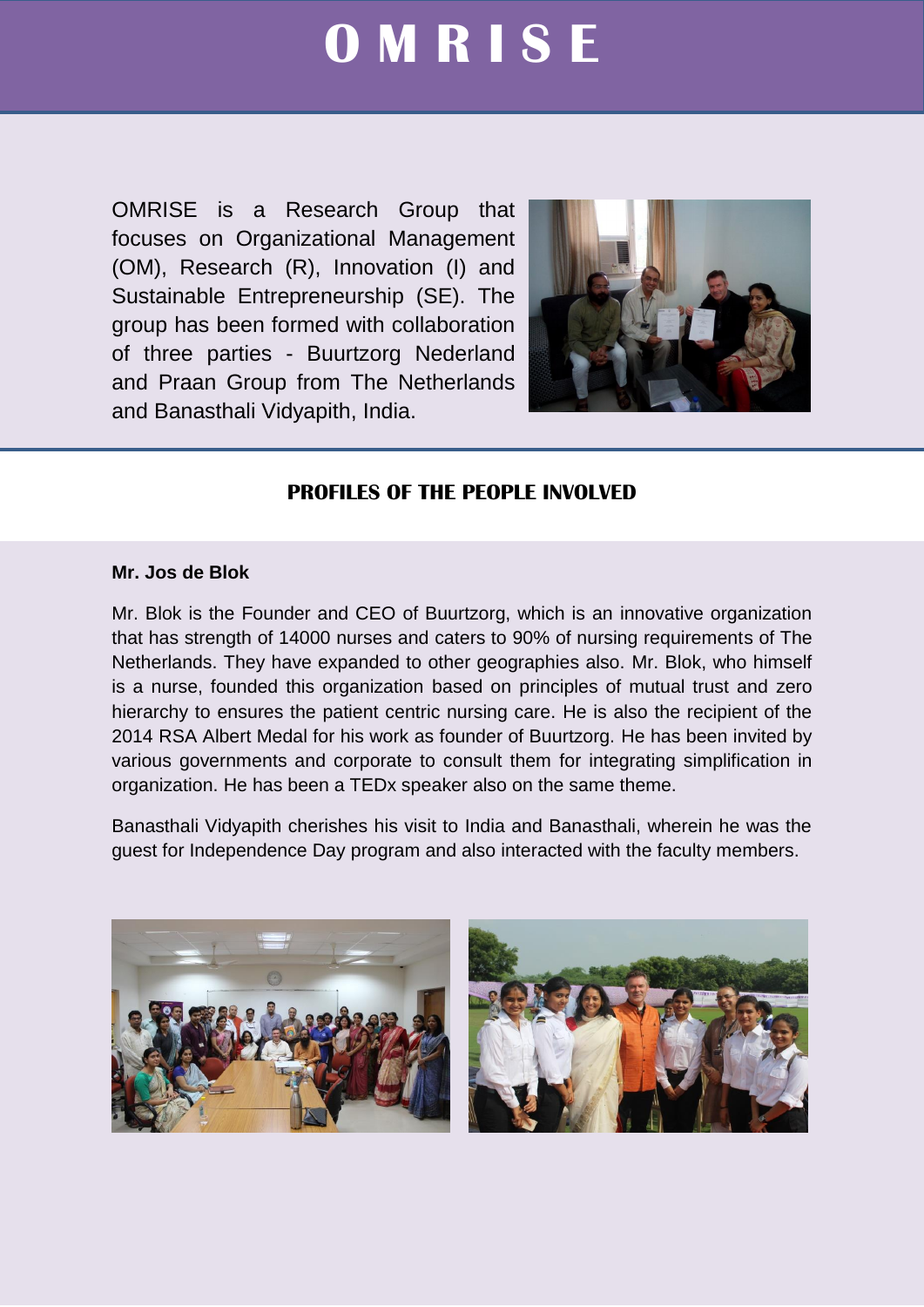# OMRISE

OMRISE is a Research Group that focuses on Organizational Management (OM), Research (R), Innovation (I) and Sustainable Entrepreneurship (SE). The group has been formed with collaboration of three parties - Buurtzorg Nederland and Praan Group from The Netherlands and Banasthali Vidyapith, India.

## PROFILES OF THE PEOPLE INVOLVED

**Mr. Jos de Blok**

Mr. Blok is the Founder and CEO of Buurtzorg, which is an innovative organization that has strength of 14000 nurses and caters to 90% of nursing requirements of The Netherlands. They have expanded to other geographies also. Mr. Blok, who himself is a nurse, founded this organization based on principles of mutual trust and zero hierarchy to ensures the patient centric nursing care. He is also the recipient of the 2014 RSA Albert Medal for his work as founder of Buurtzorg. He has been invited by various governments and corporate to consult them for integrating simplification in organization. He has been a TEDx speaker also on the same theme.

Banasthali Vidyapith cherishes his visit to India and Banasthali, wherein he was the guest for Independence Day program and also interacted with the faculty members.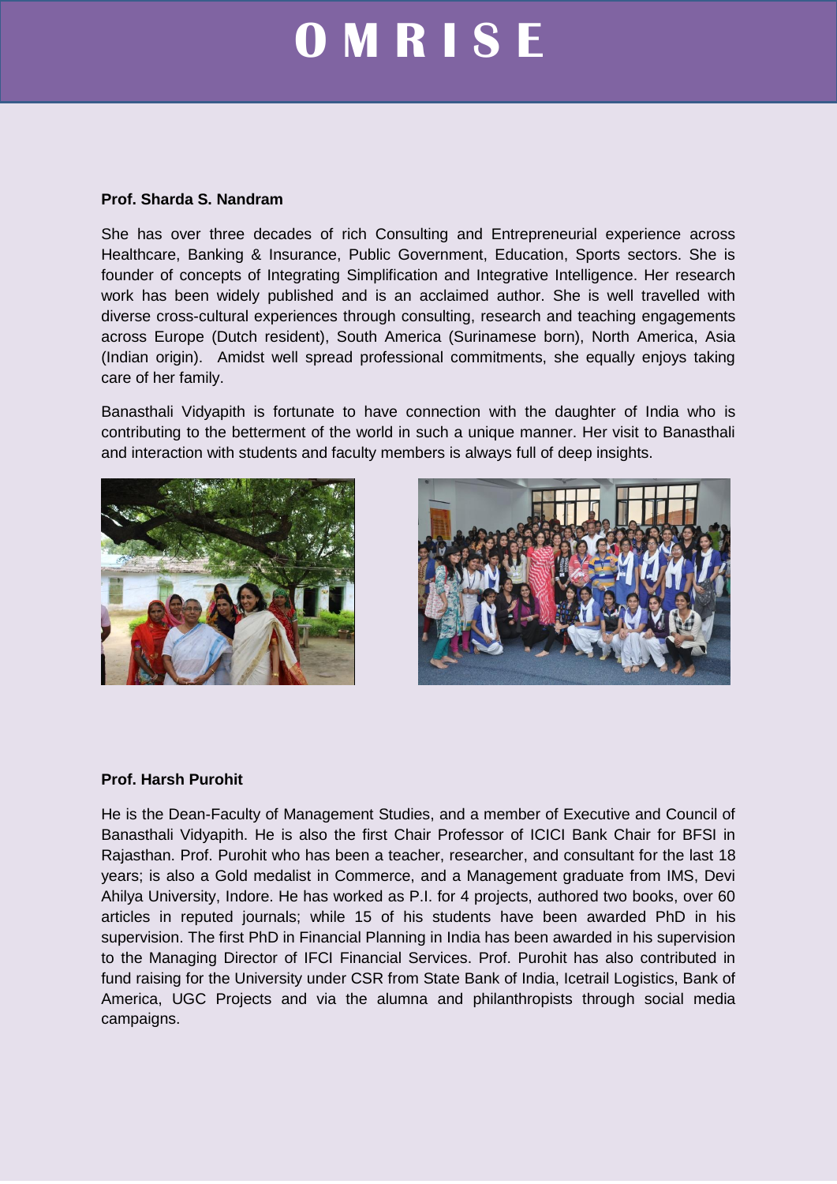# OMRISE

**Prof. Sharda S. Nandram**

She has over three decades of rich Consulting and Entrepreneurial experience across Healthcare, Banking & Insurance, Public Government, Education, Sports sectors. She is founder of concepts of Integrating Simplification and Integrative Intelligence. Her research work has been widely published and is an acclaimed author. She is well travelled with diverse cross-cultural experiences through consulting, research and teaching engagements across Europe (Dutch resident), South America (Surinamese born), North America, Asia (Indian origin). Amidst well spread professional commitments, she equally enjoys taking care of her family.

Banasthali Vidyapith is fortunate to have connection with the daughter of India who is contributing to the betterment of the world in such a unique manner. Her visit to Banasthali and interaction with students and faculty members is always full of deep insights.

**Prof. Harsh Purohit**

He is the Dean-Faculty of Management Studies, and a member of Executive and Council of Banasthali Vidyapith. He is also the first Chair Professor of ICICI Bank Chair for BFSI in Rajasthan. Prof. Purohit who has been a teacher, researcher, and consultant for the last 18 years; is also a Gold medalist in Commerce, and a Management graduate from IMS, Devi Ahilya University, Indore. He has worked as P.I. for 4 projects, authored two books, over 60 articles in reputed journals; while 15 of his students have been awarded PhD in his supervision. The first PhD in Financial Planning in India has been awarded in his supervision to the Managing Director of IFCI Financial Services. Prof. Purohit has also contributed in fund raising for the University under CSR from State Bank of India, Icetrail Logistics, Bank of America, UGC Projects and via the alumna and philanthropists through social media campaigns.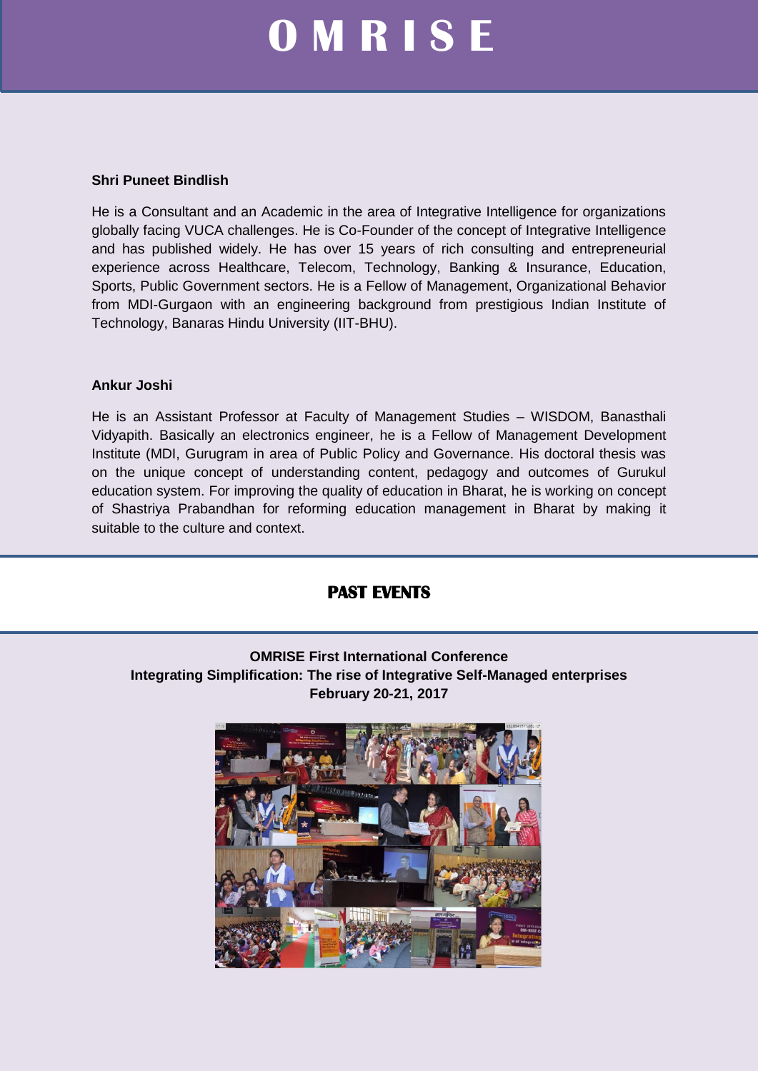# O M R I S E

**Shri Puneet Bindlish**

He is a Consultant and an Academic in the area of Integrative Intelligence for organizations globally facing VUCA challenges. He is Co-Founder of the concept of Integrative Intelligence and has published widely. He has over 15 years of rich consulting and entrepreneurial experience across Healthcare, Telecom, Technology, Banking & Insurance, Education, Sports, Public Government sectors. He is a Fellow of Management, Organizational Behavior from MDI-Gurgaon with an engineering background from prestigious Indian Institute of Technology, Banaras Hindu University (IIT-BHU).

**Ankur Joshi**

He is an Assistant Professor at Faculty of Management Studies – WISDOM, Banasthali Vidyapith. Basically an electronics engineer, he is a Fellow of Management Development Institute (MDI, Gurugram in area of Public Policy and Governance. His doctoral thesis was on the unique concept of understanding content, pedagogy and outcomes of Gurukul education system. For improving the quality of education in Bharat, he is working on concept of Shastriya Prabandhan for reforming education management in Bharat by making it suitable to the culture and context.

## PAST EVENTS

**OMRISE First International Conference**
**Integrating Simplification: The rise of Integrative Self-Managed enterprises**
**February 20-21, 2017**